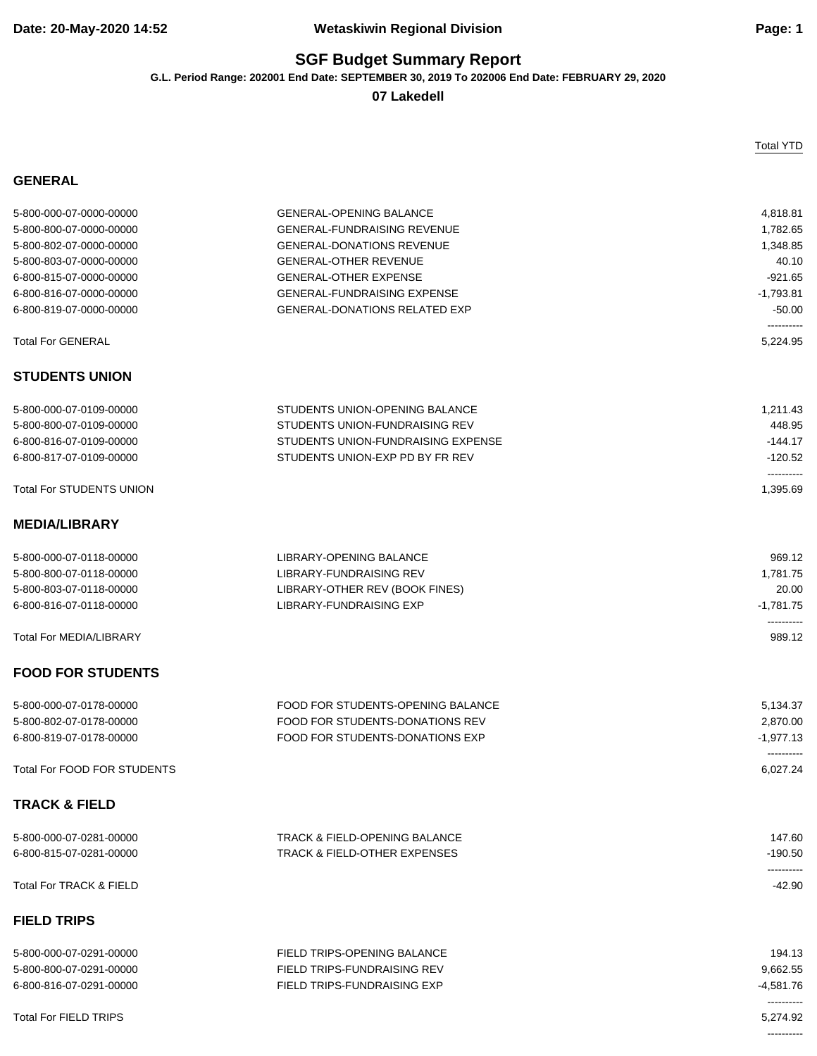# SGF Budget Summary Report

**G.L. Period Range: 202001 End Date: SEPTEMBER 30, 2019 To 202006 End Date: FEBRUARY 29, 2020**

**07 Lakedell**

## GENERAL

| Account | Description | Total YTD |
|---|---|---|
| 5-800-000-07-0000-00000 | GENERAL-OPENING BALANCE | 4,818.81 |
| 5-800-800-07-0000-00000 | GENERAL-FUNDRAISING REVENUE | 1,782.65 |
| 5-800-802-07-0000-00000 | GENERAL-DONATIONS REVENUE | 1,348.85 |
| 5-800-803-07-0000-00000 | GENERAL-OTHER REVENUE | 40.10 |
| 6-800-815-07-0000-00000 | GENERAL-OTHER EXPENSE | -921.65 |
| 6-800-816-07-0000-00000 | GENERAL-FUNDRAISING EXPENSE | -1,793.81 |
| 6-800-819-07-0000-00000 | GENERAL-DONATIONS RELATED EXP | -50.00 |
| Total For GENERAL | | 5,224.95 |

## STUDENTS UNION

| Account | Description | Total YTD |
|---|---|---|
| 5-800-000-07-0109-00000 | STUDENTS UNION-OPENING BALANCE | 1,211.43 |
| 5-800-800-07-0109-00000 | STUDENTS UNION-FUNDRAISING REV | 448.95 |
| 6-800-816-07-0109-00000 | STUDENTS UNION-FUNDRAISING EXPENSE | -144.17 |
| 6-800-817-07-0109-00000 | STUDENTS UNION-EXP PD BY FR REV | -120.52 |
| Total For STUDENTS UNION | | 1,395.69 |

## MEDIA/LIBRARY

| Account | Description | Total YTD |
|---|---|---|
| 5-800-000-07-0118-00000 | LIBRARY-OPENING BALANCE | 969.12 |
| 5-800-800-07-0118-00000 | LIBRARY-FUNDRAISING REV | 1,781.75 |
| 5-800-803-07-0118-00000 | LIBRARY-OTHER REV (BOOK FINES) | 20.00 |
| 6-800-816-07-0118-00000 | LIBRARY-FUNDRAISING EXP | -1,781.75 |
| Total For MEDIA/LIBRARY | | 989.12 |

## FOOD FOR STUDENTS

| Account | Description | Total YTD |
|---|---|---|
| 5-800-000-07-0178-00000 | FOOD FOR STUDENTS-OPENING BALANCE | 5,134.37 |
| 5-800-802-07-0178-00000 | FOOD FOR STUDENTS-DONATIONS REV | 2,870.00 |
| 6-800-819-07-0178-00000 | FOOD FOR STUDENTS-DONATIONS EXP | -1,977.13 |
| Total For FOOD FOR STUDENTS | | 6,027.24 |

## TRACK & FIELD

| Account | Description | Total YTD |
|---|---|---|
| 5-800-000-07-0281-00000 | TRACK & FIELD-OPENING BALANCE | 147.60 |
| 6-800-815-07-0281-00000 | TRACK & FIELD-OTHER EXPENSES | -190.50 |
| Total For TRACK & FIELD | | -42.90 |

## FIELD TRIPS

| Account | Description | Total YTD |
|---|---|---|
| 5-800-000-07-0291-00000 | FIELD TRIPS-OPENING BALANCE | 194.13 |
| 5-800-800-07-0291-00000 | FIELD TRIPS-FUNDRAISING REV | 9,662.55 |
| 6-800-816-07-0291-00000 | FIELD TRIPS-FUNDRAISING EXP | -4,581.76 |
| Total For FIELD TRIPS | | 5,274.92 |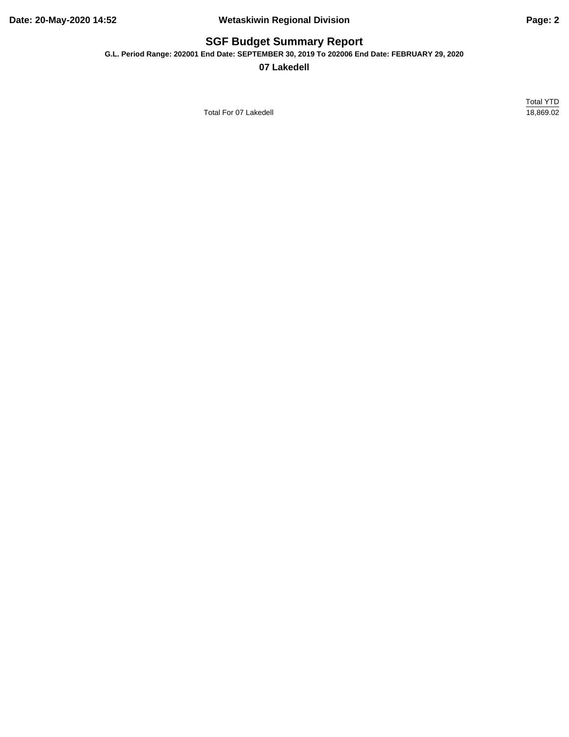## SGF Budget Summary Report

**G.L. Period Range: 202001 End Date: SEPTEMBER 30, 2019 To 202006 End Date: FEBRUARY 29, 2020**

**07 Lakedell**

| | Total YTD |
| --- | --- |
| Total For 07 Lakedell | 18,869.02 |